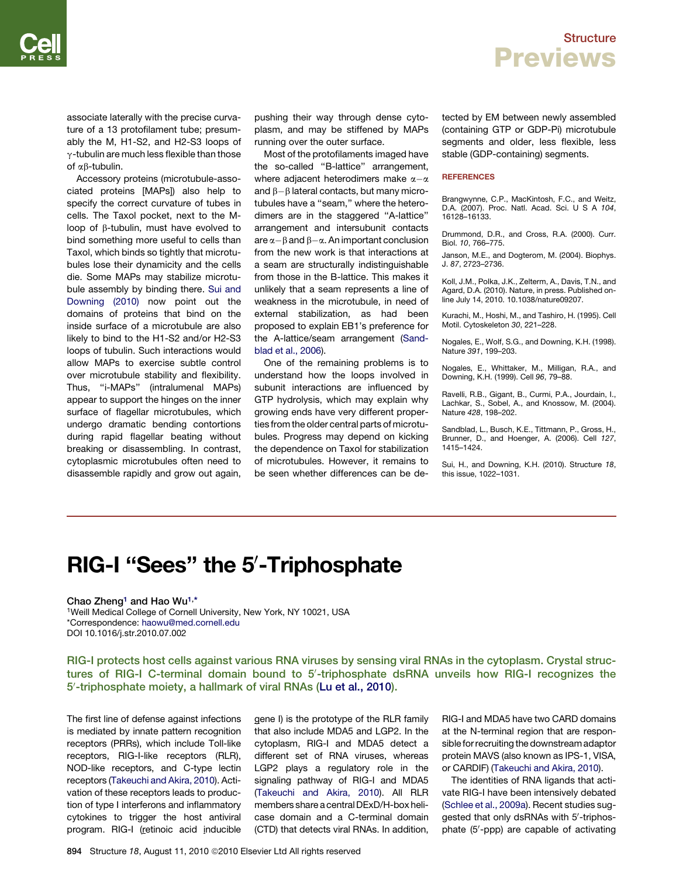associate laterally with the precise curvature of a 13 protofilament tube; presumably the M, H1-S2, and H2-S3 loops of γ-tubulin are much less flexible than those of αβ-tubulin.

Accessory proteins (microtubule-associated proteins [MAPs]) also help to specify the correct curvature of tubes in cells. The Taxol pocket, next to the M-loop of β-tubulin, must have evolved to bind something more useful to cells than Taxol, which binds so tightly that microtubules lose their dynamicity and the cells die. Some MAPs may stabilize microtubule assembly by binding there. Sui and Downing (2010) now point out the domains of proteins that bind on the inside surface of a microtubule are also likely to bind to the H1-S2 and/or H2-S3 loops of tubulin. Such interactions would allow MAPs to exercise subtle control over microtubule stability and flexibility. Thus, "i-MAPs" (intralumenal MAPs) appear to support the hinges on the inner surface of flagellar microtubules, which undergo dramatic bending contortions during rapid flagellar beating without breaking or disassembling. In contrast, cytoplasmic microtubules often need to disassemble rapidly and grow out again, pushing their way through dense cytoplasm, and may be stiffened by MAPs running over the outer surface.

Most of the protofilaments imaged have the so-called "B-lattice" arrangement, where adjacent heterodimers make α−α and β−β lateral contacts, but many microtubules have a "seam," where the heterodimers are in the staggered "A-lattice" arrangement and intersubunit contacts are α−β and β−α. An important conclusion from the new work is that interactions at a seam are structurally indistinguishable from those in the B-lattice. This makes it unlikely that a seam represents a line of weakness in the microtubule, in need of external stabilization, as had been proposed to explain EB1's preference for the A-lattice/seam arrangement (Sandblad et al., 2006).

One of the remaining problems is to understand how the loops involved in subunit interactions are influenced by GTP hydrolysis, which may explain why growing ends have very different properties from the older central parts of microtubules. Progress may depend on kicking the dependence on Taxol for stabilization of microtubules. However, it remains to be seen whether differences can be detected by EM between newly assembled (containing GTP or GDP-Pi) microtubule segments and older, less flexible, less stable (GDP-containing) segments.

## REFERENCES

Brangwynne, C.P., MacKintosh, F.C., and Weitz, D.A. (2007). Proc. Natl. Acad. Sci. U S A *104*, 16128–16133.

Drummond, D.R., and Cross, R.A. (2000). Curr. Biol. *10*, 766–775.

Janson, M.E., and Dogterom, M. (2004). Biophys. J. *87*, 2723–2736.

Koll, J.M., Polka, J.K., Zelterm, A., Davis, T.N., and Agard, D.A. (2010). Nature, in press. Published online July 14, 2010. 10.1038/nature09207.

Kurachi, M., Hoshi, M., and Tashiro, H. (1995). Cell Motil. Cytoskeleton *30*, 221–228.

Nogales, E., Wolf, S.G., and Downing, K.H. (1998). Nature *391*, 199–203.

Nogales, E., Whittaker, M., Milligan, R.A., and Downing, K.H. (1999). Cell *96*, 79–88.

Ravelli, R.B., Gigant, B., Curmi, P.A., Jourdain, I., Lachkar, S., Sobel, A., and Knossow, M. (2004). Nature *428*, 198–202.

Sandblad, L., Busch, K.E., Tittmann, P., Gross, H., Brunner, D., and Hoenger, A. (2006). Cell *127*, 1415–1424.

Sui, H., and Downing, K.H. (2010). Structure *18*, this issue, 1022–1031.

# RIG-I "Sees" the 5′-Triphosphate

**Chao Zheng[1] and Hao Wu[1,*]**

[1]Weill Medical College of Cornell University, New York, NY 10021, USA

*Correspondence: haowu@med.cornell.edu

DOI 10.1016/j.str.2010.07.002

**RIG-I protects host cells against various RNA viruses by sensing viral RNAs in the cytoplasm. Crystal structures of RIG-I C-terminal domain bound to 5′-triphosphate dsRNA unveils how RIG-I recognizes the 5′-triphosphate moiety, a hallmark of viral RNAs (Lu et al., 2010).**

The first line of defense against infections is mediated by innate pattern recognition receptors (PRRs), which include Toll-like receptors, RIG-I-like receptors (RLR), NOD-like receptors, and C-type lectin receptors (Takeuchi and Akira, 2010). Activation of these receptors leads to production of type I interferons and inflammatory cytokines to trigger the host antiviral program. RIG-I (retinoic acid inducible gene I) is the prototype of the RLR family that also include MDA5 and LGP2. In the cytoplasm, RIG-I and MDA5 detect a different set of RNA viruses, whereas LGP2 plays a regulatory role in the signaling pathway of RIG-I and MDA5 (Takeuchi and Akira, 2010). All RLR members share a central DExD/H-box helicase domain and a C-terminal domain (CTD) that detects viral RNAs. In addition, RIG-I and MDA5 have two CARD domains at the N-terminal region that are responsible for recruiting the downstream adaptor protein MAVS (also known as IPS-1, VISA, or CARDIF) (Takeuchi and Akira, 2010).

The identities of RNA ligands that activate RIG-I have been intensively debated (Schlee et al., 2009a). Recent studies suggested that only dsRNAs with 5′-triphosphate (5′-ppp) are capable of activating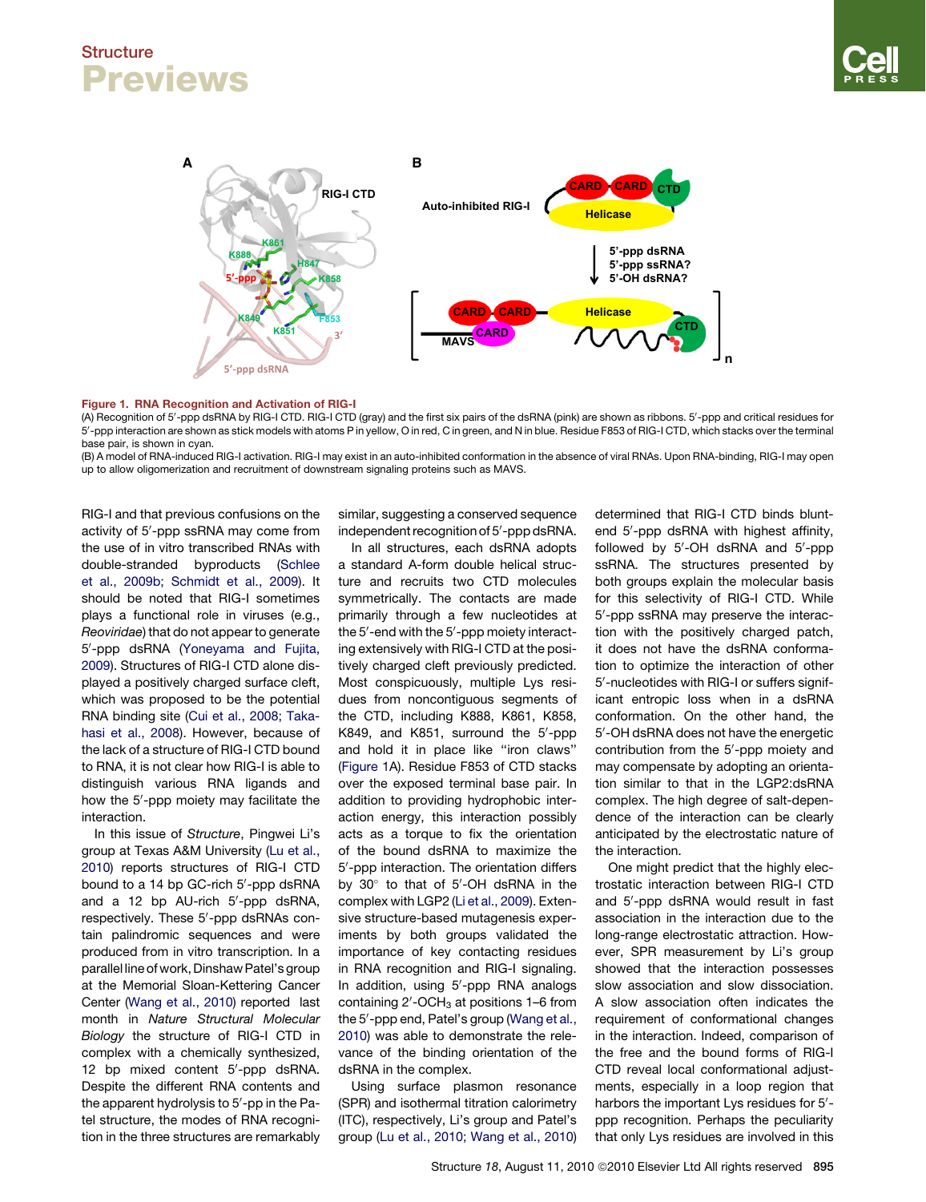**Figure 1. RNA Recognition and Activation of RIG-I**

(A) Recognition of 5′-ppp dsRNA by RIG-I CTD. RIG-I CTD (gray) and the first six pairs of the dsRNA (pink) are shown as ribbons. 5′-ppp and critical residues for 5′-ppp interaction are shown as stick models with atoms P in yellow, O in red, C in green, and N in blue. Residue F853 of RIG-I CTD, which stacks over the terminal base pair, is shown in cyan.

(B) A model of RNA-induced RIG-I activation. RIG-I may exist in an auto-inhibited conformation in the absence of viral RNAs. Upon RNA-binding, RIG-I may open up to allow oligomerization and recruitment of downstream signaling proteins such as MAVS.

RIG-I and that previous confusions on the activity of 5′-ppp ssRNA may come from the use of in vitro transcribed RNAs with double-stranded byproducts (Schlee et al., 2009b; Schmidt et al., 2009). It should be noted that RIG-I sometimes plays a functional role in viruses (e.g., *Reoviridae*) that do not appear to generate 5′-ppp dsRNA (Yoneyama and Fujita, 2009). Structures of RIG-I CTD alone displayed a positively charged surface cleft, which was proposed to be the potential RNA binding site (Cui et al., 2008; Takahasi et al., 2008). However, because of the lack of a structure of RIG-I CTD bound to RNA, it is not clear how RIG-I is able to distinguish various RNA ligands and how the 5′-ppp moiety may facilitate the interaction.

In this issue of *Structure*, Pingwei Li's group at Texas A&M University (Lu et al., 2010) reports structures of RIG-I CTD bound to a 14 bp GC-rich 5′-ppp dsRNA and a 12 bp AU-rich 5′-ppp dsRNA, respectively. These 5′-ppp dsRNAs contain palindromic sequences and were produced from in vitro transcription. In a parallel line of work, Dinshaw Patel's group at the Memorial Sloan-Kettering Cancer Center (Wang et al., 2010) reported last month in *Nature Structural Molecular Biology* the structure of RIG-I CTD in complex with a chemically synthesized, 12 bp mixed content 5′-ppp dsRNA. Despite the different RNA contents and the apparent hydrolysis to 5′-pp in the Patel structure, the modes of RNA recognition in the three structures are remarkably similar, suggesting a conserved sequence independent recognition of 5′-ppp dsRNA.

In all structures, each dsRNA adopts a standard A-form double helical structure and recruits two CTD molecules symmetrically. The contacts are made primarily through a few nucleotides at the 5′-end with the 5′-ppp moiety interacting extensively with RIG-I CTD at the positively charged cleft previously predicted. Most conspicuously, multiple Lys residues from noncontiguous segments of the CTD, including K888, K861, K858, K849, and K851, surround the 5′-ppp and hold it in place like "iron claws" (Figure 1A). Residue F853 of CTD stacks over the exposed terminal base pair. In addition to providing hydrophobic interaction energy, this interaction possibly acts as a torque to fix the orientation of the bound dsRNA to maximize the 5′-ppp interaction. The orientation differs by 30° to that of 5′-OH dsRNA in the complex with LGP2 (Li et al., 2009). Extensive structure-based mutagenesis experiments by both groups validated the importance of key contacting residues in RNA recognition and RIG-I signaling. In addition, using 5′-ppp RNA analogs containing 2′-$OCH_3$ at positions 1–6 from the 5′-ppp end, Patel's group (Wang et al., 2010) was able to demonstrate the relevance of the binding orientation of the dsRNA in the complex.

Using surface plasmon resonance (SPR) and isothermal titration calorimetry (ITC), respectively, Li's group and Patel's group (Lu et al., 2010; Wang et al., 2010) determined that RIG-I CTD binds blunt-end 5′-ppp dsRNA with highest affinity, followed by 5′-OH dsRNA and 5′-ppp ssRNA. The structures presented by both groups explain the molecular basis for this selectivity of RIG-I CTD. While 5′-ppp ssRNA may preserve the interaction with the positively charged patch, it does not have the dsRNA conformation to optimize the interaction of other 5′-nucleotides with RIG-I or suffers significant entropic loss when in a dsRNA conformation. On the other hand, the 5′-OH dsRNA does not have the energetic contribution from the 5′-ppp moiety and may compensate by adopting an orientation similar to that in the LGP2:dsRNA complex. The high degree of salt-dependence of the interaction can be clearly anticipated by the electrostatic nature of the interaction.

One might predict that the highly electrostatic interaction between RIG-I CTD and 5′-ppp dsRNA would result in fast association in the interaction due to the long-range electrostatic attraction. However, SPR measurement by Li's group showed that the interaction possesses slow association and slow dissociation. A slow association often indicates the requirement of conformational changes in the interaction. Indeed, comparison of the free and the bound forms of RIG-I CTD reveal local conformational adjustments, especially in a loop region that harbors the important Lys residues for 5′-ppp recognition. Perhaps the peculiarity that only Lys residues are involved in this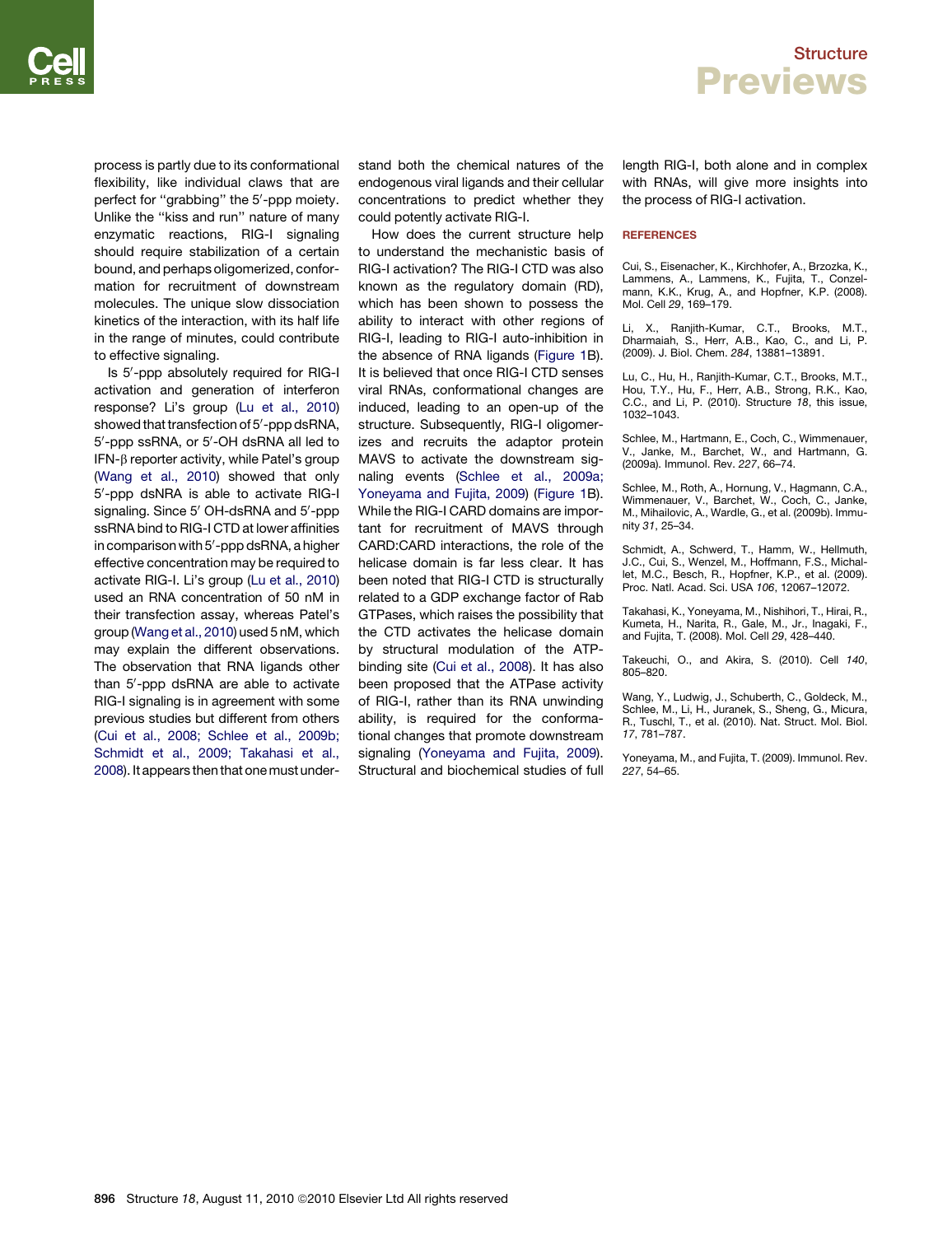process is partly due to its conformational flexibility, like individual claws that are perfect for "grabbing" the 5′-ppp moiety. Unlike the "kiss and run" nature of many enzymatic reactions, RIG-I signaling should require stabilization of a certain bound, and perhaps oligomerized, conformation for recruitment of downstream molecules. The unique slow dissociation kinetics of the interaction, with its half life in the range of minutes, could contribute to effective signaling.

Is 5′-ppp absolutely required for RIG-I activation and generation of interferon response? Li's group (Lu et al., 2010) showed that transfection of 5′-ppp dsRNA, 5′-ppp ssRNA, or 5′-OH dsRNA all led to IFN-β reporter activity, while Patel's group (Wang et al., 2010) showed that only 5′-ppp dsNRA is able to activate RIG-I signaling. Since 5′ OH-dsRNA and 5′-ppp ssRNA bind to RIG-I CTD at lower affinities in comparison with 5′-ppp dsRNA, a higher effective concentration may be required to activate RIG-I. Li's group (Lu et al., 2010) used an RNA concentration of 50 nM in their transfection assay, whereas Patel's group (Wang et al., 2010) used 5 nM, which may explain the different observations. The observation that RNA ligands other than 5′-ppp dsRNA are able to activate RIG-I signaling is in agreement with some previous studies but different from others (Cui et al., 2008; Schlee et al., 2009b; Schmidt et al., 2009; Takahasi et al., 2008). It appears then that one must understand both the chemical natures of the endogenous viral ligands and their cellular concentrations to predict whether they could potently activate RIG-I.

How does the current structure help to understand the mechanistic basis of RIG-I activation? The RIG-I CTD was also known as the regulatory domain (RD), which has been shown to possess the ability to interact with other regions of RIG-I, leading to RIG-I auto-inhibition in the absence of RNA ligands (Figure 1B). It is believed that once RIG-I CTD senses viral RNAs, conformational changes are induced, leading to an open-up of the structure. Subsequently, RIG-I oligomerizes and recruits the adaptor protein MAVS to activate the downstream signaling events (Schlee et al., 2009a; Yoneyama and Fujita, 2009) (Figure 1B). While the RIG-I CARD domains are important for recruitment of MAVS through CARD:CARD interactions, the role of the helicase domain is far less clear. It has been noted that RIG-I CTD is structurally related to a GDP exchange factor of Rab GTPases, which raises the possibility that the CTD activates the helicase domain by structural modulation of the ATP-binding site (Cui et al., 2008). It has also been proposed that the ATPase activity of RIG-I, rather than its RNA unwinding ability, is required for the conformational changes that promote downstream signaling (Yoneyama and Fujita, 2009). Structural and biochemical studies of full length RIG-I, both alone and in complex with RNAs, will give more insights into the process of RIG-I activation.

## REFERENCES

Cui, S., Eisenacher, K., Kirchhofer, A., Brzozka, K., Lammens, A., Lammens, K., Fujita, T., Conzelmann, K.K., Krug, A., and Hopfner, K.P. (2008). Mol. Cell *29*, 169–179.

Li, X., Ranjith-Kumar, C.T., Brooks, M.T., Dharmaiah, S., Herr, A.B., Kao, C., and Li, P. (2009). J. Biol. Chem. *284*, 13881–13891.

Lu, C., Hu, H., Ranjith-Kumar, C.T., Brooks, M.T., Hou, T.Y., Hu, F., Herr, A.B., Strong, R.K., Kao, C.C., and Li, P. (2010). Structure *18*, this issue, 1032–1043.

Schlee, M., Hartmann, E., Coch, C., Wimmenauer, V., Janke, M., Barchet, W., and Hartmann, G. (2009a). Immunol. Rev. *227*, 66–74.

Schlee, M., Roth, A., Hornung, V., Hagmann, C.A., Wimmenauer, V., Barchet, W., Coch, C., Janke, M., Mihailovic, A., Wardle, G., et al. (2009b). Immunity *31*, 25–34.

Schmidt, A., Schwerd, T., Hamm, W., Hellmuth, J.C., Cui, S., Wenzel, M., Hoffmann, F.S., Michallet, M.C., Besch, R., Hopfner, K.P., et al. (2009). Proc. Natl. Acad. Sci. USA *106*, 12067–12072.

Takahasi, K., Yoneyama, M., Nishihori, T., Hirai, R., Kumeta, H., Narita, R., Gale, M., Jr., Inagaki, F., and Fujita, T. (2008). Mol. Cell *29*, 428–440.

Takeuchi, O., and Akira, S. (2010). Cell *140*, 805–820.

Wang, Y., Ludwig, J., Schuberth, C., Goldeck, M., Schlee, M., Li, H., Juranek, S., Sheng, G., Micura, R., Tuschl, T., et al. (2010). Nat. Struct. Mol. Biol. *17*, 781–787.

Yoneyama, M., and Fujita, T. (2009). Immunol. Rev. *227*, 54–65.